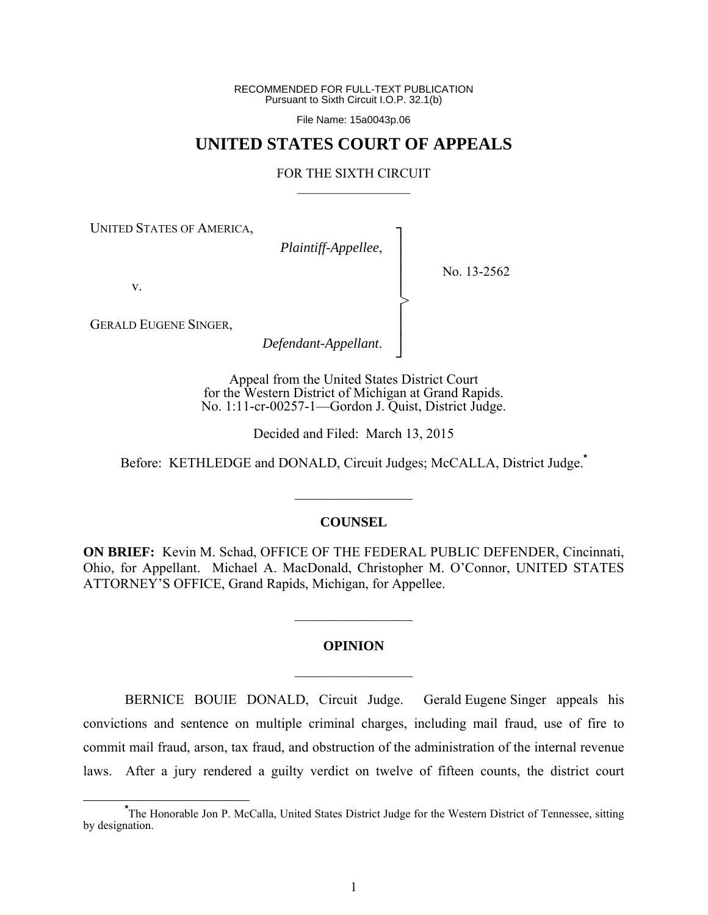RECOMMENDED FOR FULL-TEXT PUBLICATION
Pursuant to Sixth Circuit I.O.P. 32.1(b)

File Name: 15a0043p.06

# UNITED STATES COURT OF APPEALS

FOR THE SIXTH CIRCUIT

UNITED STATES OF AMERICA,
*Plaintiff-Appellee*,

v.

GERALD EUGENE SINGER,
*Defendant-Appellant*.

No. 13-2562

Appeal from the United States District Court
for the Western District of Michigan at Grand Rapids.
No. 1:11-cr-00257-1—Gordon J. Quist, District Judge.

Decided and Filed: March 13, 2015

Before: KETHLEDGE and DONALD, Circuit Judges; McCALLA, District Judge.*

## COUNSEL

**ON BRIEF:** Kevin M. Schad, OFFICE OF THE FEDERAL PUBLIC DEFENDER, Cincinnati, Ohio, for Appellant. Michael A. MacDonald, Christopher M. O'Connor, UNITED STATES ATTORNEY'S OFFICE, Grand Rapids, Michigan, for Appellee.

## OPINION

BERNICE BOUIE DONALD, Circuit Judge. Gerald Eugene Singer appeals his convictions and sentence on multiple criminal charges, including mail fraud, use of fire to commit mail fraud, arson, tax fraud, and obstruction of the administration of the internal revenue laws. After a jury rendered a guilty verdict on twelve of fifteen counts, the district court

*The Honorable Jon P. McCalla, United States District Judge for the Western District of Tennessee, sitting by designation.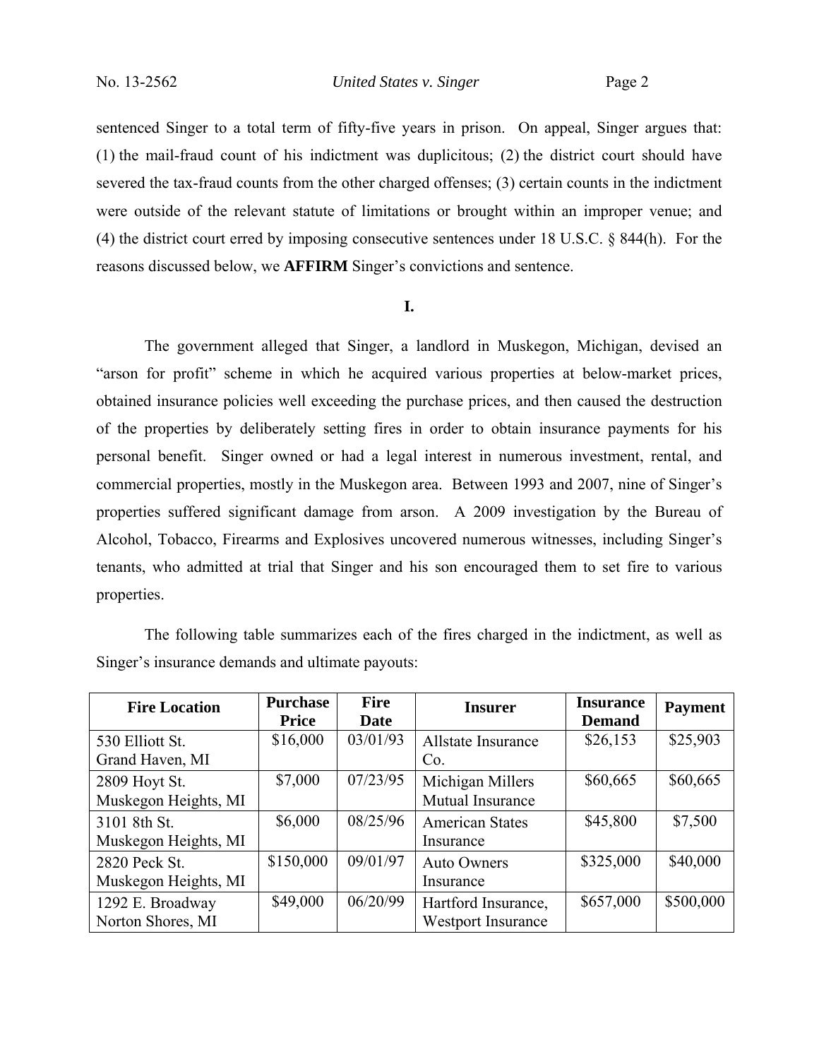sentenced Singer to a total term of fifty-five years in prison. On appeal, Singer argues that: (1) the mail-fraud count of his indictment was duplicitous; (2) the district court should have severed the tax-fraud counts from the other charged offenses; (3) certain counts in the indictment were outside of the relevant statute of limitations or brought within an improper venue; and (4) the district court erred by imposing consecutive sentences under 18 U.S.C. § 844(h). For the reasons discussed below, we **AFFIRM** Singer's convictions and sentence.

## I.

The government alleged that Singer, a landlord in Muskegon, Michigan, devised an "arson for profit" scheme in which he acquired various properties at below-market prices, obtained insurance policies well exceeding the purchase prices, and then caused the destruction of the properties by deliberately setting fires in order to obtain insurance payments for his personal benefit. Singer owned or had a legal interest in numerous investment, rental, and commercial properties, mostly in the Muskegon area. Between 1993 and 2007, nine of Singer's properties suffered significant damage from arson. A 2009 investigation by the Bureau of Alcohol, Tobacco, Firearms and Explosives uncovered numerous witnesses, including Singer's tenants, who admitted at trial that Singer and his son encouraged them to set fire to various properties.

The following table summarizes each of the fires charged in the indictment, as well as Singer's insurance demands and ultimate payouts:

| Fire Location | Purchase Price | Fire Date | Insurer | Insurance Demand | Payment |
|---|---|---|---|---|---|
| 530 Elliott St. Grand Haven, MI | $16,000 | 03/01/93 | Allstate Insurance Co. | $26,153 | $25,903 |
| 2809 Hoyt St. Muskegon Heights, MI | $7,000 | 07/23/95 | Michigan Millers Mutual Insurance | $60,665 | $60,665 |
| 3101 8th St. Muskegon Heights, MI | $6,000 | 08/25/96 | American States Insurance | $45,800 | $7,500 |
| 2820 Peck St. Muskegon Heights, MI | $150,000 | 09/01/97 | Auto Owners Insurance | $325,000 | $40,000 |
| 1292 E. Broadway Norton Shores, MI | $49,000 | 06/20/99 | Hartford Insurance, Westport Insurance | $657,000 | $500,000 |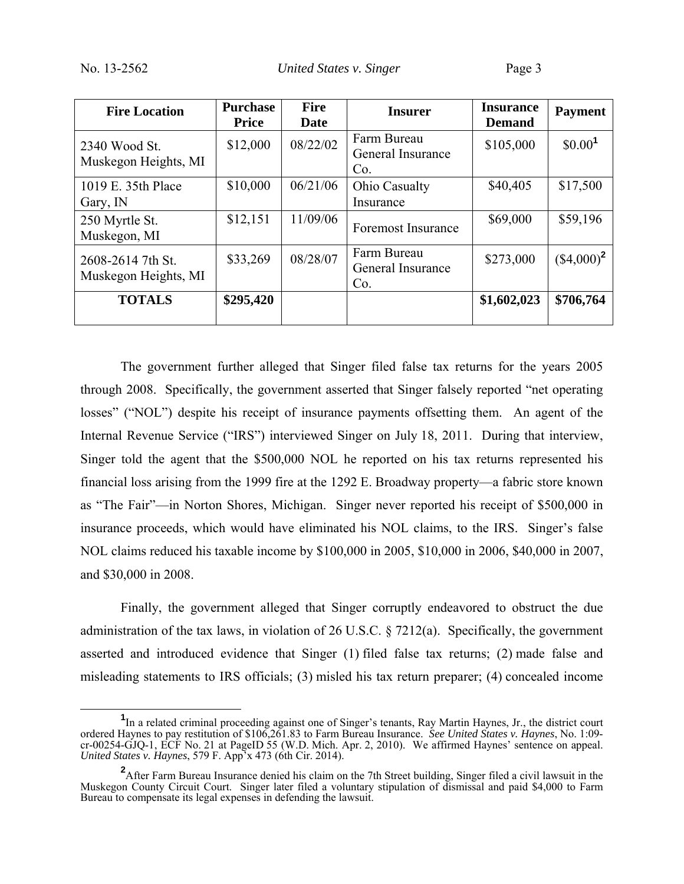| Fire Location | Purchase Price | Fire Date | Insurer | Insurance Demand | Payment |
|---|---|---|---|---|---|
| 2340 Wood St. Muskegon Heights, MI | $12,000 | 08/22/02 | Farm Bureau General Insurance Co. | $105,000 | $0.00[1] |
| 1019 E. 35th Place Gary, IN | $10,000 | 06/21/06 | Ohio Casualty Insurance | $40,405 | $17,500 |
| 250 Myrtle St. Muskegon, MI | $12,151 | 11/09/06 | Foremost Insurance | $69,000 | $59,196 |
| 2608-2614 7th St. Muskegon Heights, MI | $33,269 | 08/28/07 | Farm Bureau General Insurance Co. | $273,000 | ($4,000)[2] |
| **TOTALS** | **$295,420** | | | **$1,602,023** | **$706,764** |

The government further alleged that Singer filed false tax returns for the years 2005 through 2008. Specifically, the government asserted that Singer falsely reported "net operating losses" ("NOL") despite his receipt of insurance payments offsetting them. An agent of the Internal Revenue Service ("IRS") interviewed Singer on July 18, 2011. During that interview, Singer told the agent that the $500,000 NOL he reported on his tax returns represented his financial loss arising from the 1999 fire at the 1292 E. Broadway property—a fabric store known as "The Fair"—in Norton Shores, Michigan. Singer never reported his receipt of $500,000 in insurance proceeds, which would have eliminated his NOL claims, to the IRS. Singer's false NOL claims reduced his taxable income by $100,000 in 2005, $10,000 in 2006, $40,000 in 2007, and $30,000 in 2008.

Finally, the government alleged that Singer corruptly endeavored to obstruct the due administration of the tax laws, in violation of 26 U.S.C. § 7212(a). Specifically, the government asserted and introduced evidence that Singer (1) filed false tax returns; (2) made false and misleading statements to IRS officials; (3) misled his tax return preparer; (4) concealed income

[1] In a related criminal proceeding against one of Singer's tenants, Ray Martin Haynes, Jr., the district court ordered Haynes to pay restitution of $106,261.83 to Farm Bureau Insurance. *See United States v. Haynes*, No. 1:09-cr-00254-GJQ-1, ECF No. 21 at PageID 55 (W.D. Mich. Apr. 2, 2010). We affirmed Haynes' sentence on appeal. *United States v. Haynes*, 579 F. App'x 473 (6th Cir. 2014).

[2] After Farm Bureau Insurance denied his claim on the 7th Street building, Singer filed a civil lawsuit in the Muskegon County Circuit Court. Singer later filed a voluntary stipulation of dismissal and paid $4,000 to Farm Bureau to compensate its legal expenses in defending the lawsuit.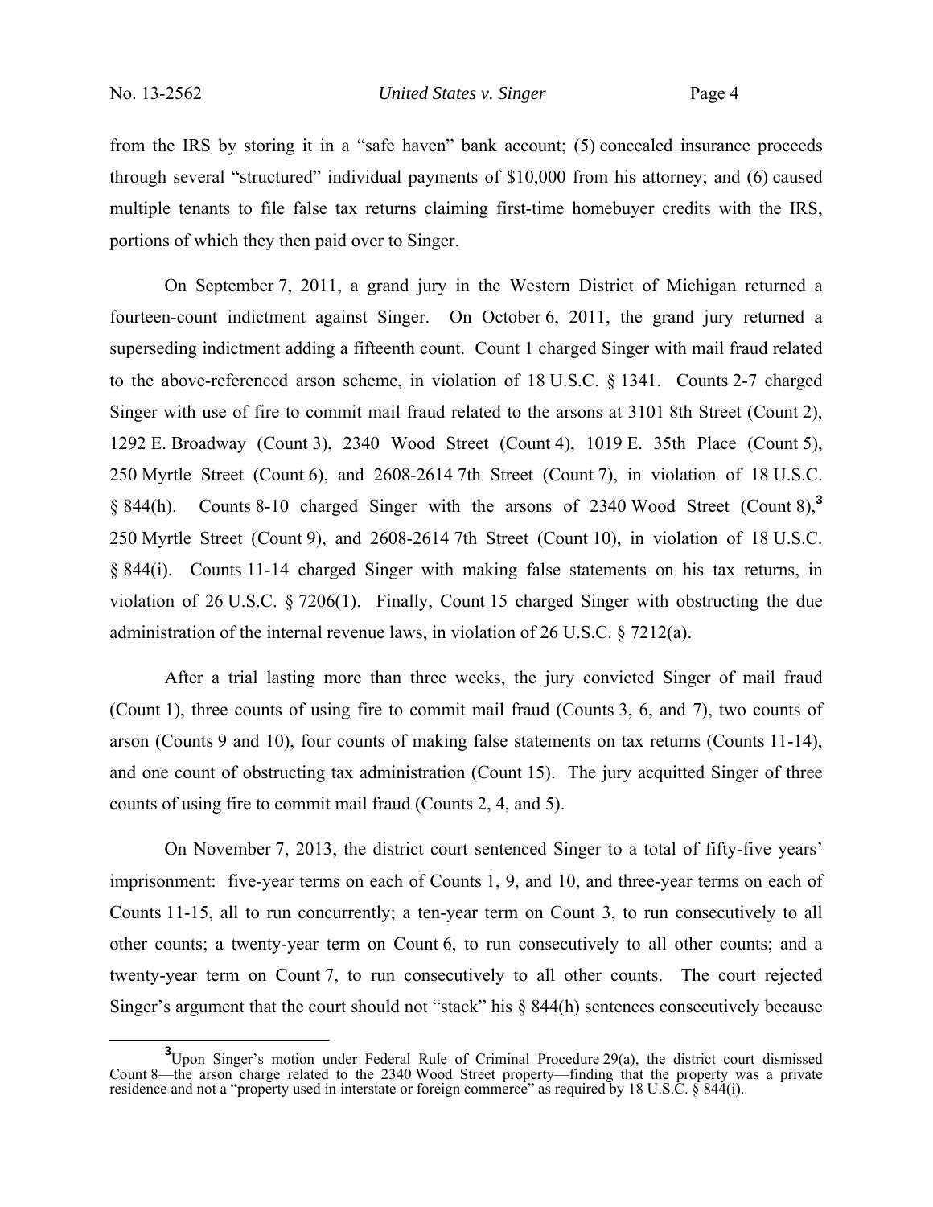from the IRS by storing it in a "safe haven" bank account; (5) concealed insurance proceeds through several "structured" individual payments of $10,000 from his attorney; and (6) caused multiple tenants to file false tax returns claiming first-time homebuyer credits with the IRS, portions of which they then paid over to Singer.

On September 7, 2011, a grand jury in the Western District of Michigan returned a fourteen-count indictment against Singer. On October 6, 2011, the grand jury returned a superseding indictment adding a fifteenth count. Count 1 charged Singer with mail fraud related to the above-referenced arson scheme, in violation of 18 U.S.C. § 1341. Counts 2-7 charged Singer with use of fire to commit mail fraud related to the arsons at 3101 8th Street (Count 2), 1292 E. Broadway (Count 3), 2340 Wood Street (Count 4), 1019 E. 35th Place (Count 5), 250 Myrtle Street (Count 6), and 2608-2614 7th Street (Count 7), in violation of 18 U.S.C. § 844(h). Counts 8-10 charged Singer with the arsons of 2340 Wood Street (Count 8),[3] 250 Myrtle Street (Count 9), and 2608-2614 7th Street (Count 10), in violation of 18 U.S.C. § 844(i). Counts 11-14 charged Singer with making false statements on his tax returns, in violation of 26 U.S.C. § 7206(1). Finally, Count 15 charged Singer with obstructing the due administration of the internal revenue laws, in violation of 26 U.S.C. § 7212(a).

After a trial lasting more than three weeks, the jury convicted Singer of mail fraud (Count 1), three counts of using fire to commit mail fraud (Counts 3, 6, and 7), two counts of arson (Counts 9 and 10), four counts of making false statements on tax returns (Counts 11-14), and one count of obstructing tax administration (Count 15). The jury acquitted Singer of three counts of using fire to commit mail fraud (Counts 2, 4, and 5).

On November 7, 2013, the district court sentenced Singer to a total of fifty-five years' imprisonment: five-year terms on each of Counts 1, 9, and 10, and three-year terms on each of Counts 11-15, all to run concurrently; a ten-year term on Count 3, to run consecutively to all other counts; a twenty-year term on Count 6, to run consecutively to all other counts; and a twenty-year term on Count 7, to run consecutively to all other counts. The court rejected Singer's argument that the court should not "stack" his § 844(h) sentences consecutively because

[3] Upon Singer's motion under Federal Rule of Criminal Procedure 29(a), the district court dismissed Count 8—the arson charge related to the 2340 Wood Street property—finding that the property was a private residence and not a "property used in interstate or foreign commerce" as required by 18 U.S.C. § 844(i).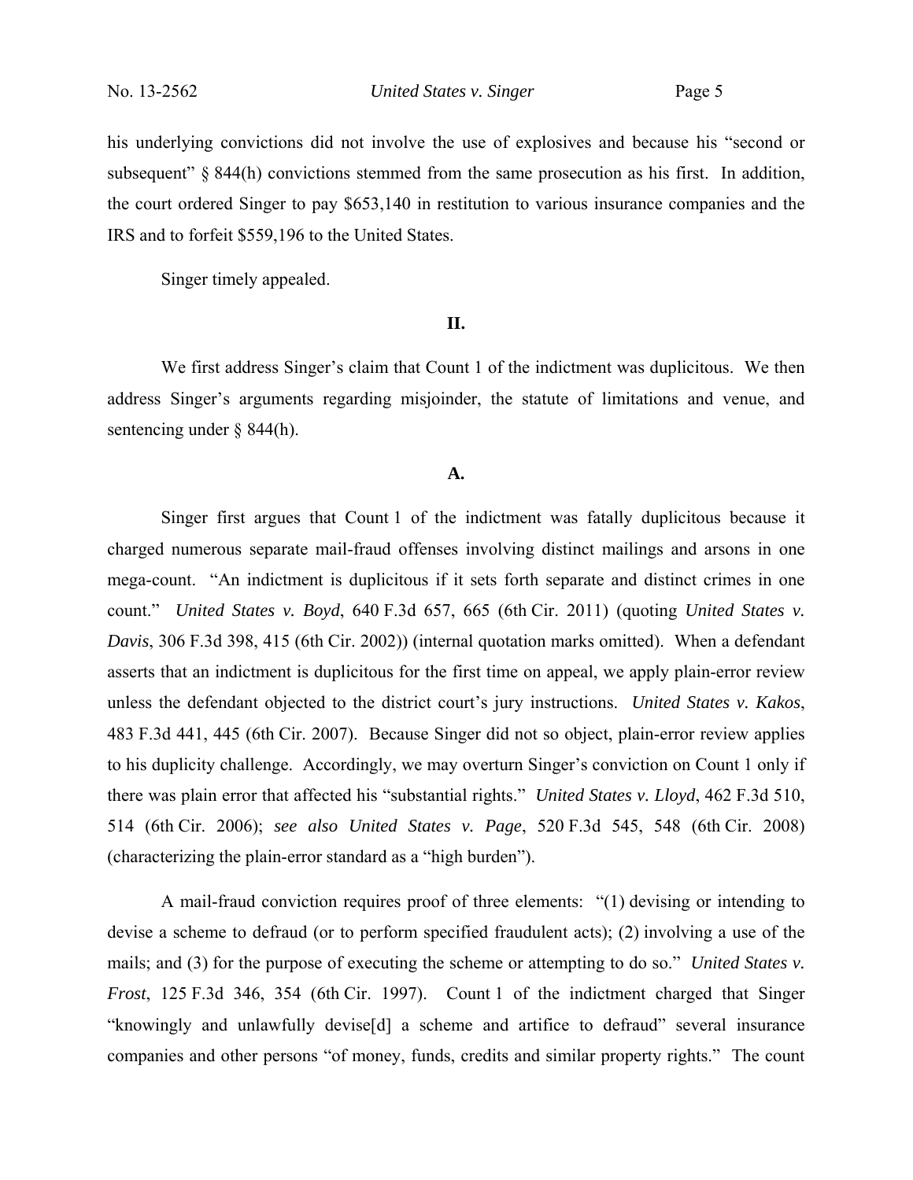his underlying convictions did not involve the use of explosives and because his "second or subsequent" § 844(h) convictions stemmed from the same prosecution as his first. In addition, the court ordered Singer to pay $653,140 in restitution to various insurance companies and the IRS and to forfeit $559,196 to the United States.

Singer timely appealed.

## II.

We first address Singer's claim that Count 1 of the indictment was duplicitous. We then address Singer's arguments regarding misjoinder, the statute of limitations and venue, and sentencing under § 844(h).

### A.

Singer first argues that Count 1 of the indictment was fatally duplicitous because it charged numerous separate mail-fraud offenses involving distinct mailings and arsons in one mega-count. "An indictment is duplicitous if it sets forth separate and distinct crimes in one count." *United States v. Boyd*, 640 F.3d 657, 665 (6th Cir. 2011) (quoting *United States v. Davis*, 306 F.3d 398, 415 (6th Cir. 2002)) (internal quotation marks omitted). When a defendant asserts that an indictment is duplicitous for the first time on appeal, we apply plain-error review unless the defendant objected to the district court's jury instructions. *United States v. Kakos*, 483 F.3d 441, 445 (6th Cir. 2007). Because Singer did not so object, plain-error review applies to his duplicity challenge. Accordingly, we may overturn Singer's conviction on Count 1 only if there was plain error that affected his "substantial rights." *United States v. Lloyd*, 462 F.3d 510, 514 (6th Cir. 2006); *see also United States v. Page*, 520 F.3d 545, 548 (6th Cir. 2008) (characterizing the plain-error standard as a "high burden").

A mail-fraud conviction requires proof of three elements: "(1) devising or intending to devise a scheme to defraud (or to perform specified fraudulent acts); (2) involving a use of the mails; and (3) for the purpose of executing the scheme or attempting to do so." *United States v. Frost*, 125 F.3d 346, 354 (6th Cir. 1997). Count 1 of the indictment charged that Singer "knowingly and unlawfully devise[d] a scheme and artifice to defraud" several insurance companies and other persons "of money, funds, credits and similar property rights." The count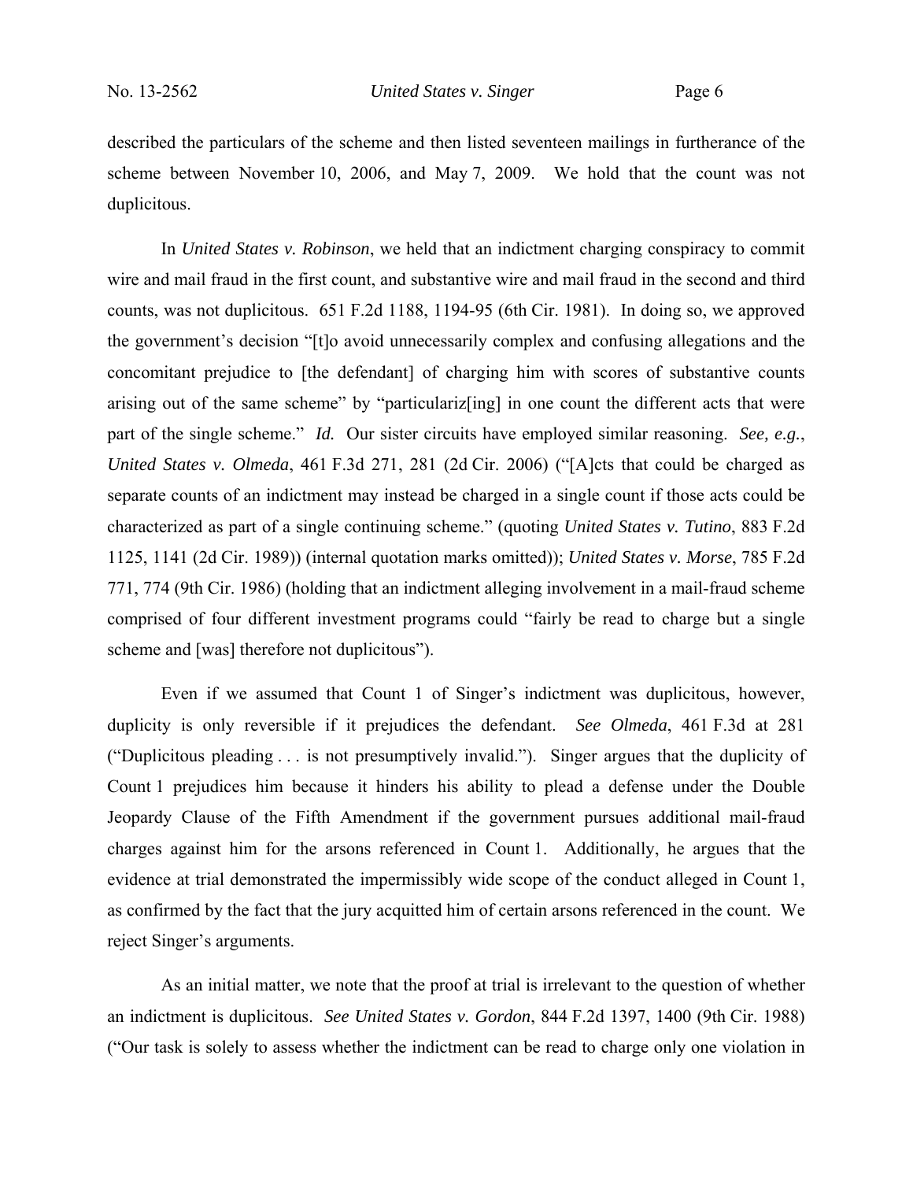described the particulars of the scheme and then listed seventeen mailings in furtherance of the scheme between November 10, 2006, and May 7, 2009. We hold that the count was not duplicitous.

In *United States v. Robinson*, we held that an indictment charging conspiracy to commit wire and mail fraud in the first count, and substantive wire and mail fraud in the second and third counts, was not duplicitous. 651 F.2d 1188, 1194-95 (6th Cir. 1981). In doing so, we approved the government's decision "[t]o avoid unnecessarily complex and confusing allegations and the concomitant prejudice to [the defendant] of charging him with scores of substantive counts arising out of the same scheme" by "particulariz[ing] in one count the different acts that were part of the single scheme." *Id.* Our sister circuits have employed similar reasoning. *See, e.g.*, *United States v. Olmeda*, 461 F.3d 271, 281 (2d Cir. 2006) ("[A]cts that could be charged as separate counts of an indictment may instead be charged in a single count if those acts could be characterized as part of a single continuing scheme." (quoting *United States v. Tutino*, 883 F.2d 1125, 1141 (2d Cir. 1989)) (internal quotation marks omitted)); *United States v. Morse*, 785 F.2d 771, 774 (9th Cir. 1986) (holding that an indictment alleging involvement in a mail-fraud scheme comprised of four different investment programs could "fairly be read to charge but a single scheme and [was] therefore not duplicitous").

Even if we assumed that Count 1 of Singer's indictment was duplicitous, however, duplicity is only reversible if it prejudices the defendant. *See Olmeda*, 461 F.3d at 281 ("Duplicitous pleading . . . is not presumptively invalid."). Singer argues that the duplicity of Count 1 prejudices him because it hinders his ability to plead a defense under the Double Jeopardy Clause of the Fifth Amendment if the government pursues additional mail-fraud charges against him for the arsons referenced in Count 1. Additionally, he argues that the evidence at trial demonstrated the impermissibly wide scope of the conduct alleged in Count 1, as confirmed by the fact that the jury acquitted him of certain arsons referenced in the count. We reject Singer's arguments.

As an initial matter, we note that the proof at trial is irrelevant to the question of whether an indictment is duplicitous. *See United States v. Gordon*, 844 F.2d 1397, 1400 (9th Cir. 1988) ("Our task is solely to assess whether the indictment can be read to charge only one violation in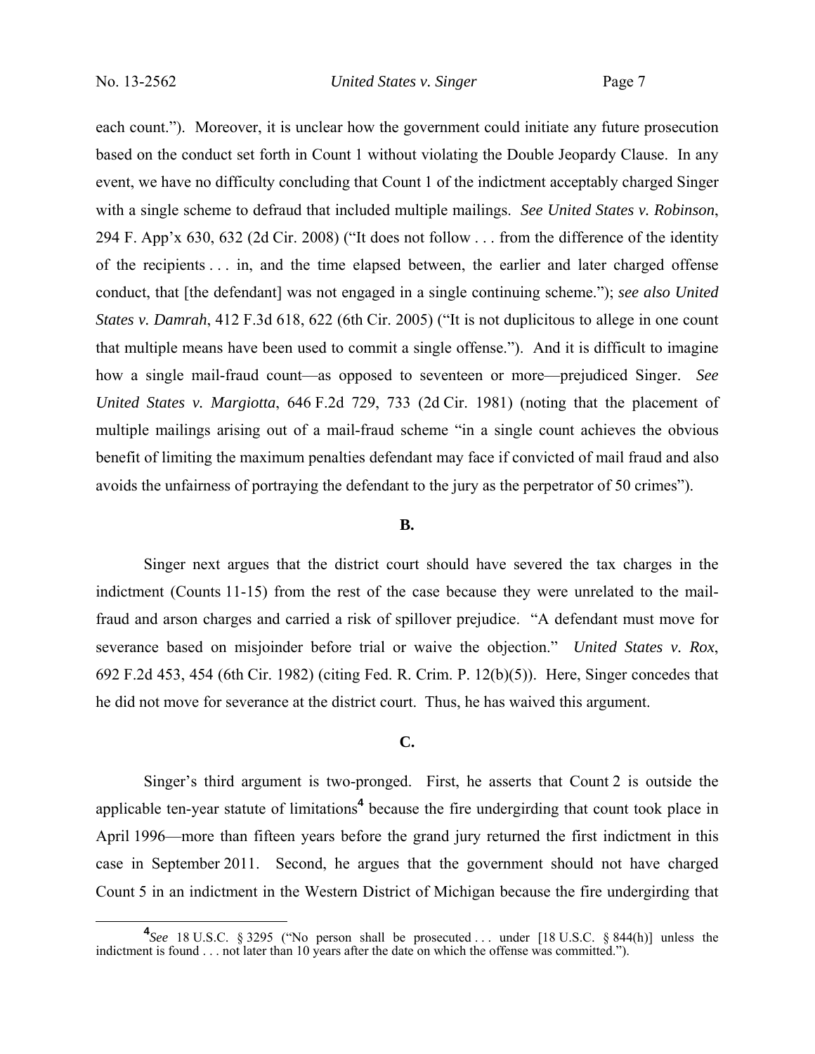each count."). Moreover, it is unclear how the government could initiate any future prosecution based on the conduct set forth in Count 1 without violating the Double Jeopardy Clause. In any event, we have no difficulty concluding that Count 1 of the indictment acceptably charged Singer with a single scheme to defraud that included multiple mailings. *See United States v. Robinson*, 294 F. App'x 630, 632 (2d Cir. 2008) ("It does not follow . . . from the difference of the identity of the recipients . . . in, and the time elapsed between, the earlier and later charged offense conduct, that [the defendant] was not engaged in a single continuing scheme."); *see also United States v. Damrah*, 412 F.3d 618, 622 (6th Cir. 2005) ("It is not duplicitous to allege in one count that multiple means have been used to commit a single offense."). And it is difficult to imagine how a single mail-fraud count—as opposed to seventeen or more—prejudiced Singer. *See United States v. Margiotta*, 646 F.2d 729, 733 (2d Cir. 1981) (noting that the placement of multiple mailings arising out of a mail-fraud scheme "in a single count achieves the obvious benefit of limiting the maximum penalties defendant may face if convicted of mail fraud and also avoids the unfairness of portraying the defendant to the jury as the perpetrator of 50 crimes").

**B.**

Singer next argues that the district court should have severed the tax charges in the indictment (Counts 11-15) from the rest of the case because they were unrelated to the mail-fraud and arson charges and carried a risk of spillover prejudice. "A defendant must move for severance based on misjoinder before trial or waive the objection." *United States v. Rox*, 692 F.2d 453, 454 (6th Cir. 1982) (citing Fed. R. Crim. P. 12(b)(5)). Here, Singer concedes that he did not move for severance at the district court. Thus, he has waived this argument.

**C.**

Singer's third argument is two-pronged. First, he asserts that Count 2 is outside the applicable ten-year statute of limitations[4] because the fire undergirding that count took place in April 1996—more than fifteen years before the grand jury returned the first indictment in this case in September 2011. Second, he argues that the government should not have charged Count 5 in an indictment in the Western District of Michigan because the fire undergirding that

[4]*See* 18 U.S.C. § 3295 ("No person shall be prosecuted . . . under [18 U.S.C. § 844(h)] unless the indictment is found . . . not later than 10 years after the date on which the offense was committed.").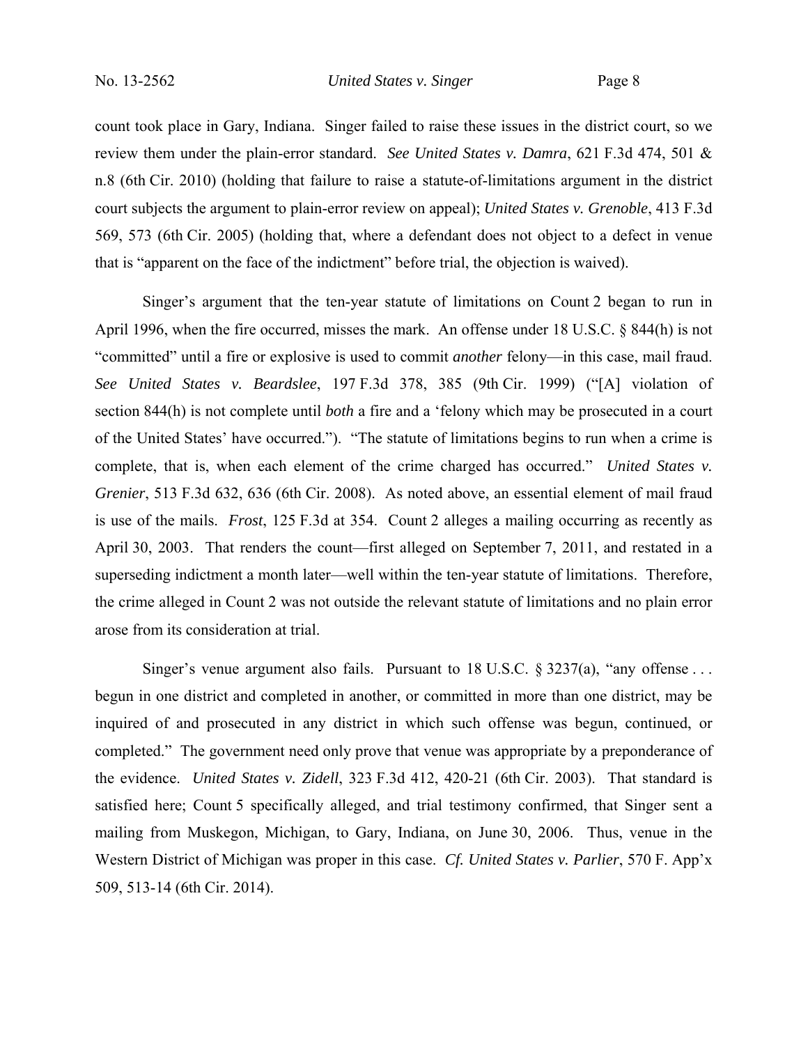count took place in Gary, Indiana. Singer failed to raise these issues in the district court, so we review them under the plain-error standard. *See United States v. Damra*, 621 F.3d 474, 501 & n.8 (6th Cir. 2010) (holding that failure to raise a statute-of-limitations argument in the district court subjects the argument to plain-error review on appeal); *United States v. Grenoble*, 413 F.3d 569, 573 (6th Cir. 2005) (holding that, where a defendant does not object to a defect in venue that is "apparent on the face of the indictment" before trial, the objection is waived).

Singer's argument that the ten-year statute of limitations on Count 2 began to run in April 1996, when the fire occurred, misses the mark. An offense under 18 U.S.C. § 844(h) is not "committed" until a fire or explosive is used to commit *another* felony—in this case, mail fraud. *See United States v. Beardslee*, 197 F.3d 378, 385 (9th Cir. 1999) ("[A] violation of section 844(h) is not complete until *both* a fire and a 'felony which may be prosecuted in a court of the United States' have occurred."). "The statute of limitations begins to run when a crime is complete, that is, when each element of the crime charged has occurred." *United States v. Grenier*, 513 F.3d 632, 636 (6th Cir. 2008). As noted above, an essential element of mail fraud is use of the mails. *Frost*, 125 F.3d at 354. Count 2 alleges a mailing occurring as recently as April 30, 2003. That renders the count—first alleged on September 7, 2011, and restated in a superseding indictment a month later—well within the ten-year statute of limitations. Therefore, the crime alleged in Count 2 was not outside the relevant statute of limitations and no plain error arose from its consideration at trial.

Singer's venue argument also fails. Pursuant to 18 U.S.C. § 3237(a), "any offense . . . begun in one district and completed in another, or committed in more than one district, may be inquired of and prosecuted in any district in which such offense was begun, continued, or completed." The government need only prove that venue was appropriate by a preponderance of the evidence. *United States v. Zidell*, 323 F.3d 412, 420-21 (6th Cir. 2003). That standard is satisfied here; Count 5 specifically alleged, and trial testimony confirmed, that Singer sent a mailing from Muskegon, Michigan, to Gary, Indiana, on June 30, 2006. Thus, venue in the Western District of Michigan was proper in this case. *Cf. United States v. Parlier*, 570 F. App'x 509, 513-14 (6th Cir. 2014).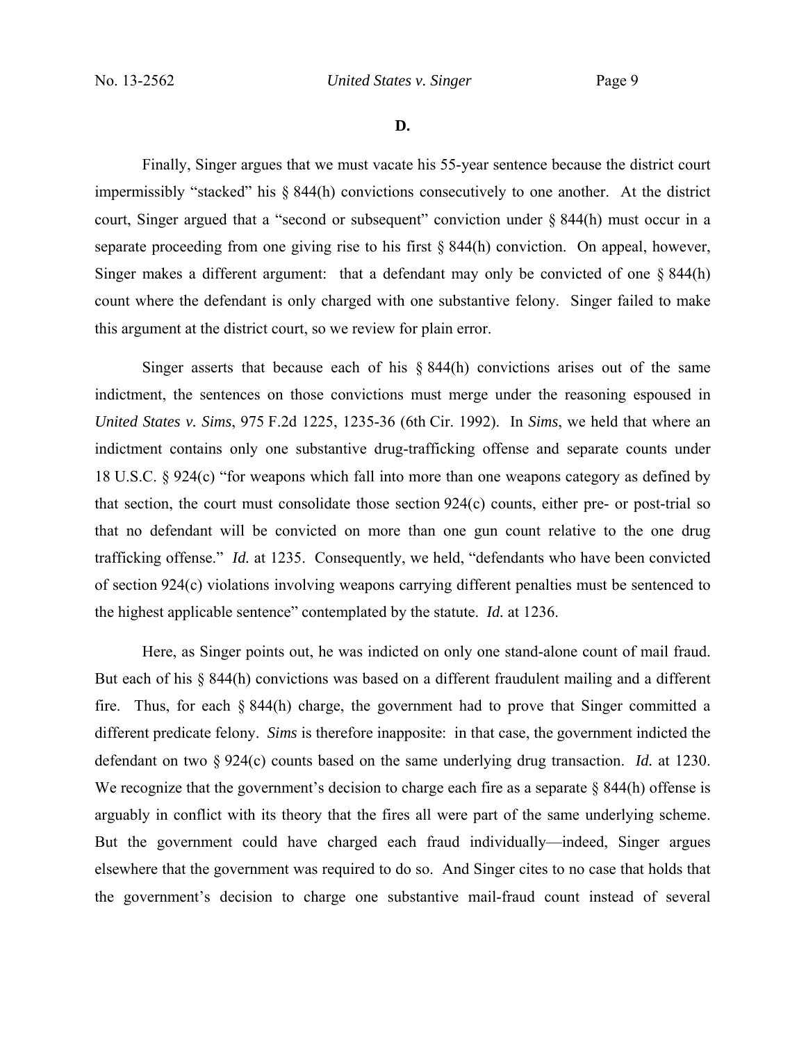**D.**

Finally, Singer argues that we must vacate his 55-year sentence because the district court impermissibly "stacked" his § 844(h) convictions consecutively to one another. At the district court, Singer argued that a "second or subsequent" conviction under § 844(h) must occur in a separate proceeding from one giving rise to his first § 844(h) conviction. On appeal, however, Singer makes a different argument: that a defendant may only be convicted of one § 844(h) count where the defendant is only charged with one substantive felony. Singer failed to make this argument at the district court, so we review for plain error.

Singer asserts that because each of his § 844(h) convictions arises out of the same indictment, the sentences on those convictions must merge under the reasoning espoused in *United States v. Sims*, 975 F.2d 1225, 1235-36 (6th Cir. 1992). In *Sims*, we held that where an indictment contains only one substantive drug-trafficking offense and separate counts under 18 U.S.C. § 924(c) "for weapons which fall into more than one weapons category as defined by that section, the court must consolidate those section 924(c) counts, either pre- or post-trial so that no defendant will be convicted on more than one gun count relative to the one drug trafficking offense." *Id.* at 1235. Consequently, we held, "defendants who have been convicted of section 924(c) violations involving weapons carrying different penalties must be sentenced to the highest applicable sentence" contemplated by the statute. *Id.* at 1236.

Here, as Singer points out, he was indicted on only one stand-alone count of mail fraud. But each of his § 844(h) convictions was based on a different fraudulent mailing and a different fire. Thus, for each § 844(h) charge, the government had to prove that Singer committed a different predicate felony. *Sims* is therefore inapposite: in that case, the government indicted the defendant on two § 924(c) counts based on the same underlying drug transaction. *Id.* at 1230. We recognize that the government's decision to charge each fire as a separate § 844(h) offense is arguably in conflict with its theory that the fires all were part of the same underlying scheme. But the government could have charged each fraud individually—indeed, Singer argues elsewhere that the government was required to do so. And Singer cites to no case that holds that the government's decision to charge one substantive mail-fraud count instead of several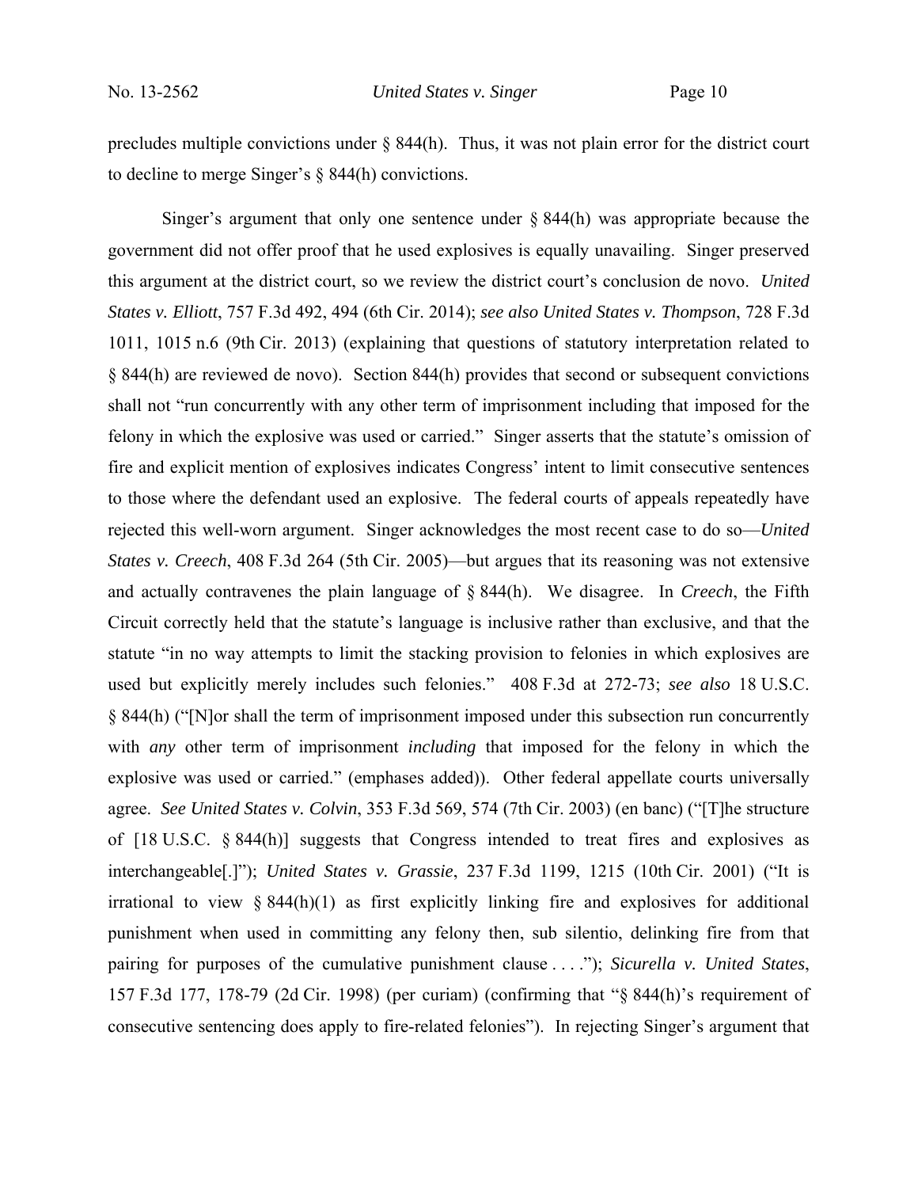precludes multiple convictions under § 844(h). Thus, it was not plain error for the district court to decline to merge Singer's § 844(h) convictions.

Singer's argument that only one sentence under § 844(h) was appropriate because the government did not offer proof that he used explosives is equally unavailing. Singer preserved this argument at the district court, so we review the district court's conclusion de novo. *United States v. Elliott*, 757 F.3d 492, 494 (6th Cir. 2014); *see also United States v. Thompson*, 728 F.3d 1011, 1015 n.6 (9th Cir. 2013) (explaining that questions of statutory interpretation related to § 844(h) are reviewed de novo). Section 844(h) provides that second or subsequent convictions shall not "run concurrently with any other term of imprisonment including that imposed for the felony in which the explosive was used or carried." Singer asserts that the statute's omission of fire and explicit mention of explosives indicates Congress' intent to limit consecutive sentences to those where the defendant used an explosive. The federal courts of appeals repeatedly have rejected this well-worn argument. Singer acknowledges the most recent case to do so—*United States v. Creech*, 408 F.3d 264 (5th Cir. 2005)—but argues that its reasoning was not extensive and actually contravenes the plain language of § 844(h). We disagree. In *Creech*, the Fifth Circuit correctly held that the statute's language is inclusive rather than exclusive, and that the statute "in no way attempts to limit the stacking provision to felonies in which explosives are used but explicitly merely includes such felonies." 408 F.3d at 272-73; *see also* 18 U.S.C. § 844(h) ("[N]or shall the term of imprisonment imposed under this subsection run concurrently with *any* other term of imprisonment *including* that imposed for the felony in which the explosive was used or carried." (emphases added)). Other federal appellate courts universally agree. *See United States v. Colvin*, 353 F.3d 569, 574 (7th Cir. 2003) (en banc) ("[T]he structure of [18 U.S.C. § 844(h)] suggests that Congress intended to treat fires and explosives as interchangeable[.]"); *United States v. Grassie*, 237 F.3d 1199, 1215 (10th Cir. 2001) ("It is irrational to view § 844(h)(1) as first explicitly linking fire and explosives for additional punishment when used in committing any felony then, sub silentio, delinking fire from that pairing for purposes of the cumulative punishment clause . . . ."); *Sicurella v. United States*, 157 F.3d 177, 178-79 (2d Cir. 1998) (per curiam) (confirming that "§ 844(h)'s requirement of consecutive sentencing does apply to fire-related felonies"). In rejecting Singer's argument that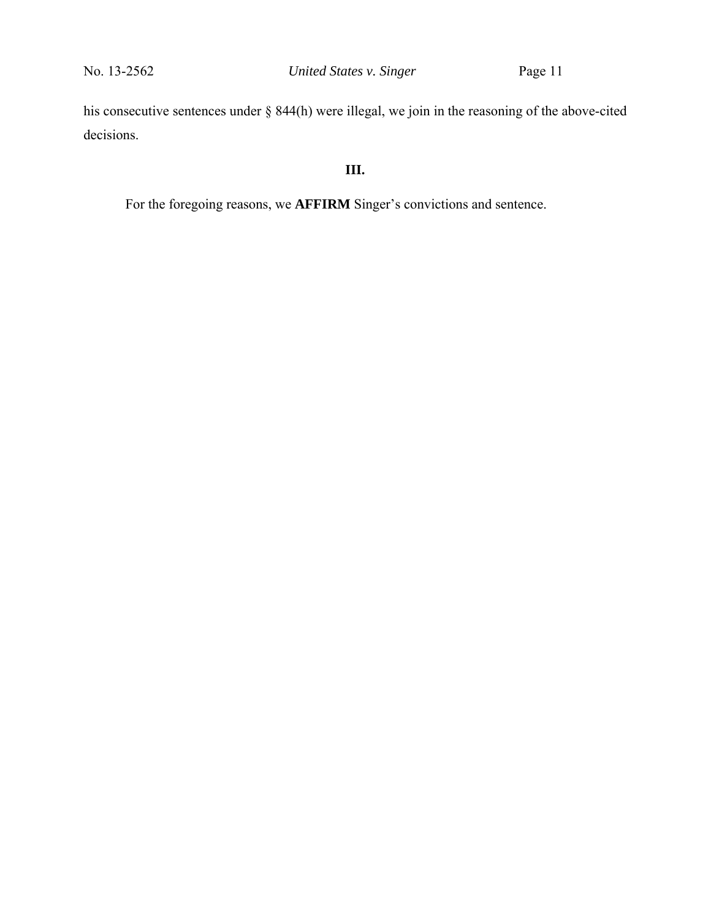his consecutive sentences under § 844(h) were illegal, we join in the reasoning of the above-cited decisions.

## III.

For the foregoing reasons, we **AFFIRM** Singer's convictions and sentence.